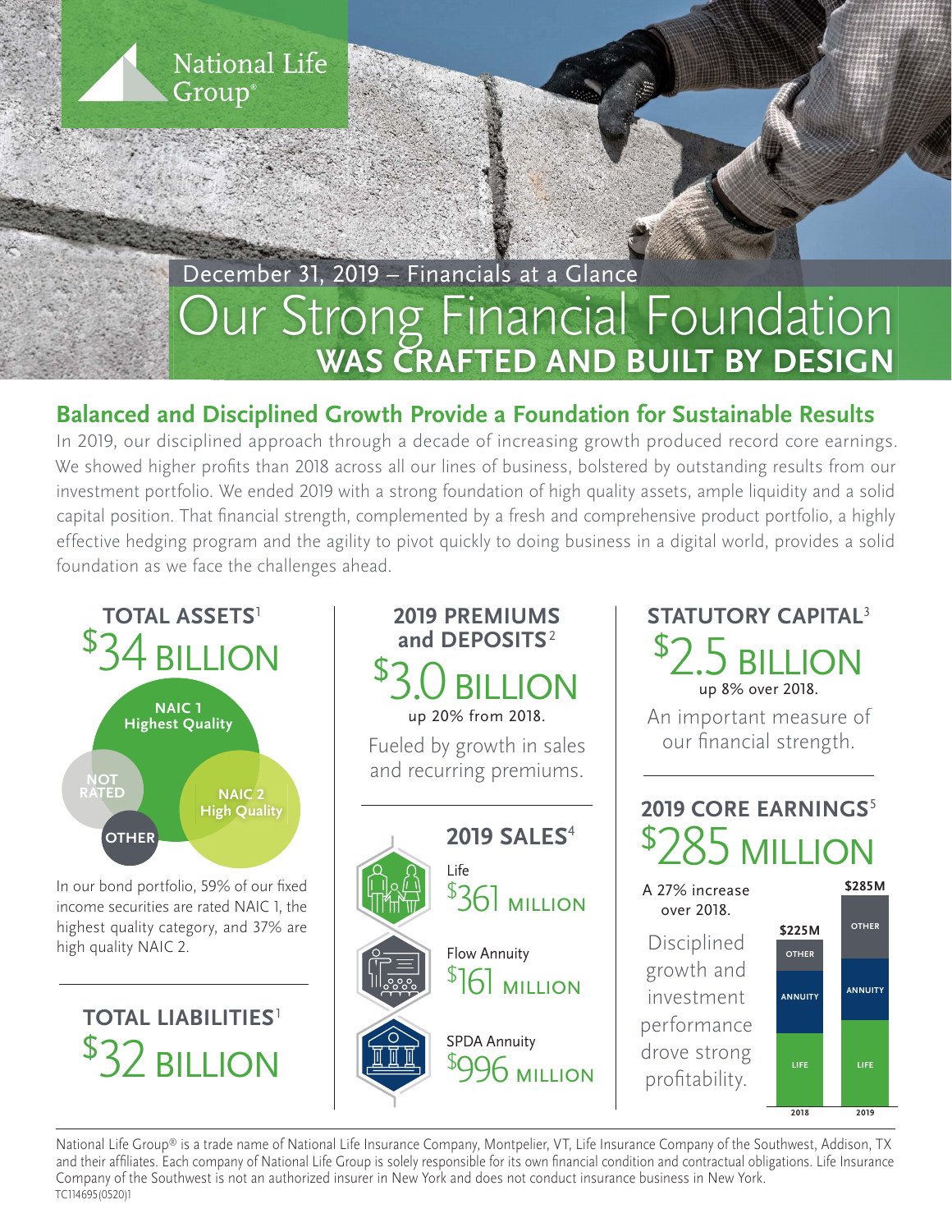National Life Group®

December 31, 2019 – Financials at a Glance

# Our Strong Financial Foundation WAS CRAFTED AND BUILT BY DESIGN

## Balanced and Disciplined Growth Provide a Foundation for Sustainable Results

In 2019, our disciplined approach through a decade of increasing growth produced record core earnings. We showed higher profits than 2018 across all our lines of business, bolstered by outstanding results from our investment portfolio. We ended 2019 with a strong foundation of high quality assets, ample liquidity and a solid capital position. That financial strength, complemented by a fresh and comprehensive product portfolio, a highly effective hedging program and the agility to pivot quickly to doing business in a digital world, provides a solid foundation as we face the challenges ahead.

### TOTAL ASSETS[1]

$34 BILLION

NAIC 1 Highest Quality

NOT RATED

NAIC 2 High Quality

OTHER

In our bond portfolio, 59% of our fixed income securities are rated NAIC 1, the highest quality category, and 37% are high quality NAIC 2.

### TOTAL LIABILITIES[1]

$32 BILLION

### 2019 PREMIUMS and DEPOSITS[2]

$3.0 BILLION

up 20% from 2018.

Fueled by growth in sales and recurring premiums.

### 2019 SALES[4]

Life
$361 MILLION

Flow Annuity
$161 MILLION

SPDA Annuity
$996 MILLION

### STATUTORY CAPITAL[3]

$2.5 BILLION

up 8% over 2018.

An important measure of our financial strength.

### 2019 CORE EARNINGS[5]

$285 MILLION

A 27% increase over 2018.

Disciplined growth and investment performance drove strong profitability.

$225M
$285M
OTHER
ANNUITY
LIFE
2018
2019

National Life Group® is a trade name of National Life Insurance Company, Montpelier, VT, Life Insurance Company of the Southwest, Addison, TX and their affiliates. Each company of National Life Group is solely responsible for its own financial condition and contractual obligations. Life Insurance Company of the Southwest is not an authorized insurer in New York and does not conduct insurance business in New York.

TC114695(0520)1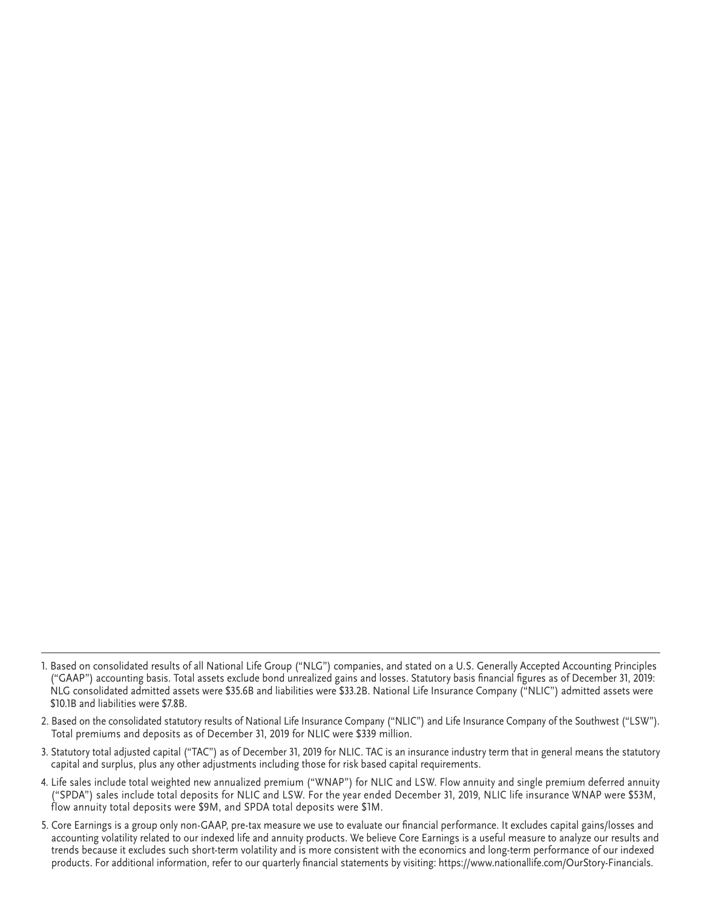1. Based on consolidated results of all National Life Group ("NLG") companies, and stated on a U.S. Generally Accepted Accounting Principles ("GAAP") accounting basis. Total assets exclude bond unrealized gains and losses. Statutory basis financial figures as of December 31, 2019: NLG consolidated admitted assets were $35.6B and liabilities were $33.2B. National Life Insurance Company ("NLIC") admitted assets were $10.1B and liabilities were $7.8B.

2. Based on the consolidated statutory results of National Life Insurance Company ("NLIC") and Life Insurance Company of the Southwest ("LSW"). Total premiums and deposits as of December 31, 2019 for NLIC were $339 million.

3. Statutory total adjusted capital ("TAC") as of December 31, 2019 for NLIC. TAC is an insurance industry term that in general means the statutory capital and surplus, plus any other adjustments including those for risk based capital requirements.

4. Life sales include total weighted new annualized premium ("WNAP") for NLIC and LSW. Flow annuity and single premium deferred annuity ("SPDA") sales include total deposits for NLIC and LSW. For the year ended December 31, 2019, NLIC life insurance WNAP were $53M, flow annuity total deposits were $9M, and SPDA total deposits were $1M.

5. Core Earnings is a group only non-GAAP, pre-tax measure we use to evaluate our financial performance. It excludes capital gains/losses and accounting volatility related to our indexed life and annuity products. We believe Core Earnings is a useful measure to analyze our results and trends because it excludes such short-term volatility and is more consistent with the economics and long-term performance of our indexed products. For additional information, refer to our quarterly financial statements by visiting: https://www.nationallife.com/OurStory-Financials.